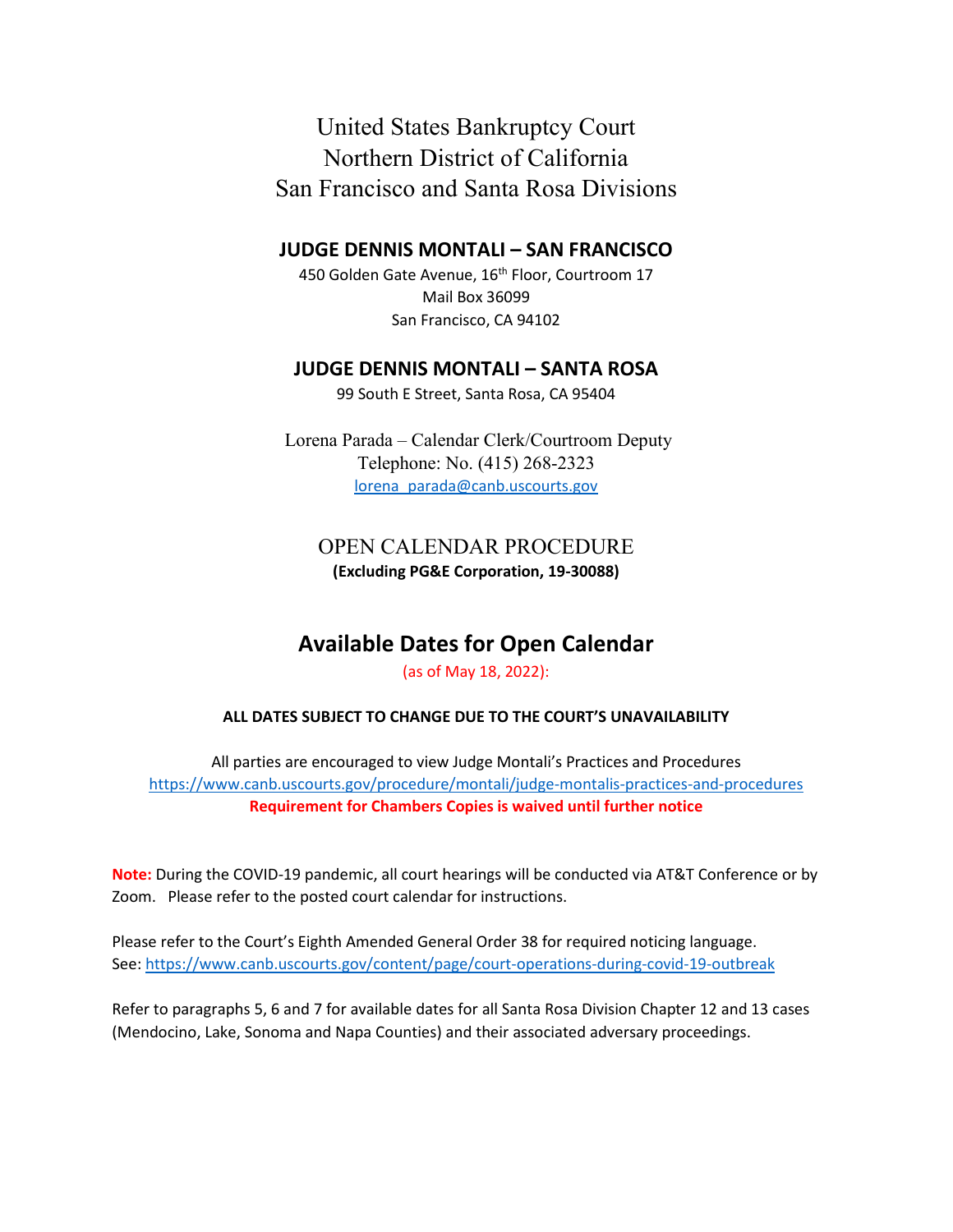# United States Bankruptcy Court
# Northern District of California
# San Francisco and Santa Rosa Divisions

## JUDGE DENNIS MONTALI – SAN FRANCISCO

450 Golden Gate Avenue, 16th Floor, Courtroom 17
Mail Box 36099
San Francisco, CA 94102

## JUDGE DENNIS MONTALI – SANTA ROSA

99 South E Street, Santa Rosa, CA 95404

Lorena Parada – Calendar Clerk/Courtroom Deputy
Telephone: No. (415) 268-2323
lorena_parada@canb.uscourts.gov

## OPEN CALENDAR PROCEDURE

**(Excluding PG&E Corporation, 19-30088)**

## Available Dates for Open Calendar

(as of May 18, 2022):

**ALL DATES SUBJECT TO CHANGE DUE TO THE COURT'S UNAVAILABILITY**

All parties are encouraged to view Judge Montali's Practices and Procedures
https://www.canb.uscourts.gov/procedure/montali/judge-montalis-practices-and-procedures
**Requirement for Chambers Copies is waived until further notice**

**Note:** During the COVID-19 pandemic, all court hearings will be conducted via AT&T Conference or by Zoom. Please refer to the posted court calendar for instructions.

Please refer to the Court's Eighth Amended General Order 38 for required noticing language.
See: https://www.canb.uscourts.gov/content/page/court-operations-during-covid-19-outbreak

Refer to paragraphs 5, 6 and 7 for available dates for all Santa Rosa Division Chapter 12 and 13 cases (Mendocino, Lake, Sonoma and Napa Counties) and their associated adversary proceedings.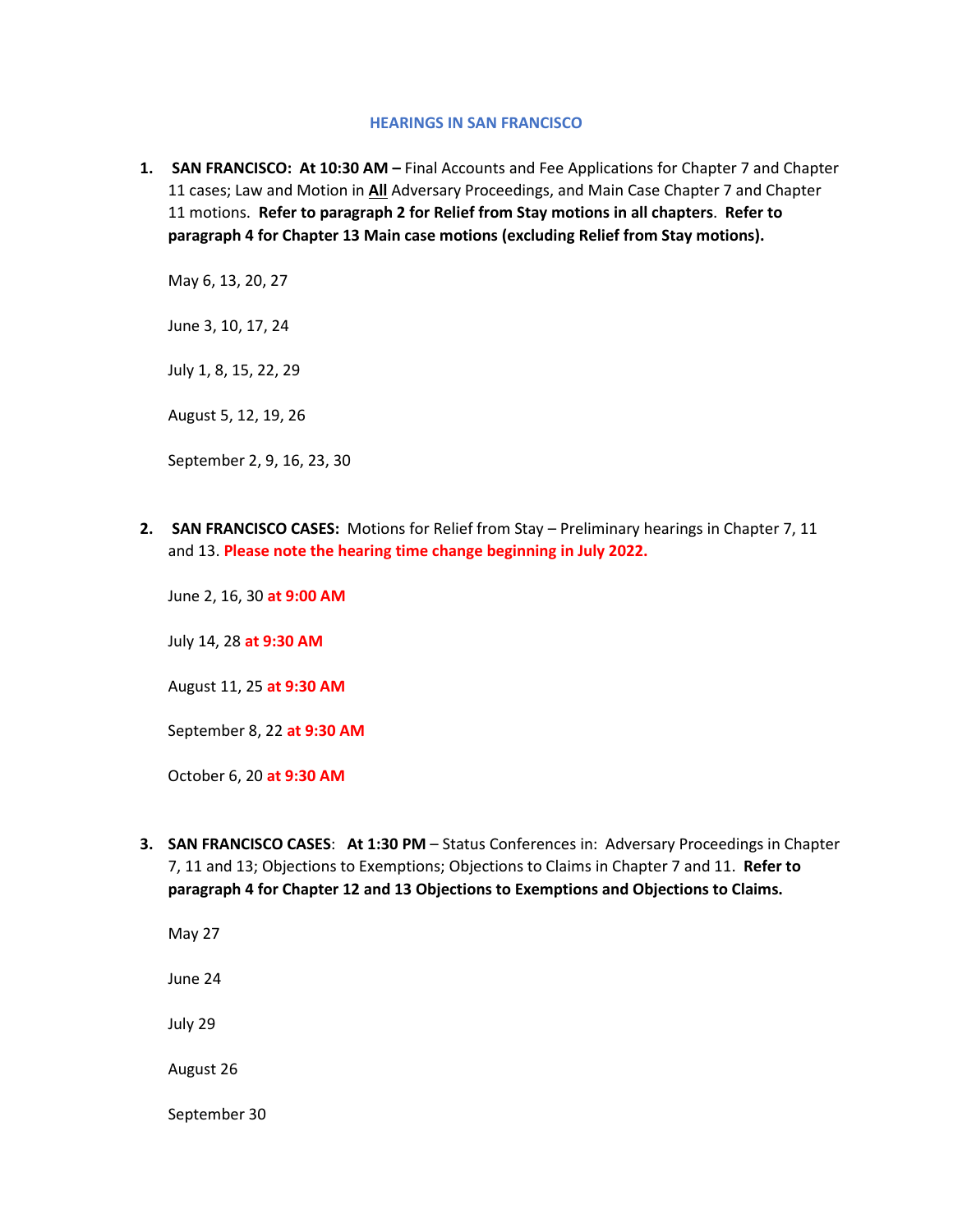## HEARINGS IN SAN FRANCISCO

1. **SAN FRANCISCO: At 10:30 AM –** Final Accounts and Fee Applications for Chapter 7 and Chapter 11 cases; Law and Motion in **All** Adversary Proceedings, and Main Case Chapter 7 and Chapter 11 motions. **Refer to paragraph 2 for Relief from Stay motions in all chapters**. **Refer to paragraph 4 for Chapter 13 Main case motions (excluding Relief from Stay motions).**

   May 6, 13, 20, 27

   June 3, 10, 17, 24

   July 1, 8, 15, 22, 29

   August 5, 12, 19, 26

   September 2, 9, 16, 23, 30

2. **SAN FRANCISCO CASES:** Motions for Relief from Stay – Preliminary hearings in Chapter 7, 11 and 13. **Please note the hearing time change beginning in July 2022.**

   June 2, 16, 30 **at 9:00 AM**

   July 14, 28 **at 9:30 AM**

   August 11, 25 **at 9:30 AM**

   September 8, 22 **at 9:30 AM**

   October 6, 20 **at 9:30 AM**

3. **SAN FRANCISCO CASES**: **At 1:30 PM** – Status Conferences in: Adversary Proceedings in Chapter 7, 11 and 13; Objections to Exemptions; Objections to Claims in Chapter 7 and 11. **Refer to paragraph 4 for Chapter 12 and 13 Objections to Exemptions and Objections to Claims.**

   May 27

   June 24

   July 29

   August 26

   September 30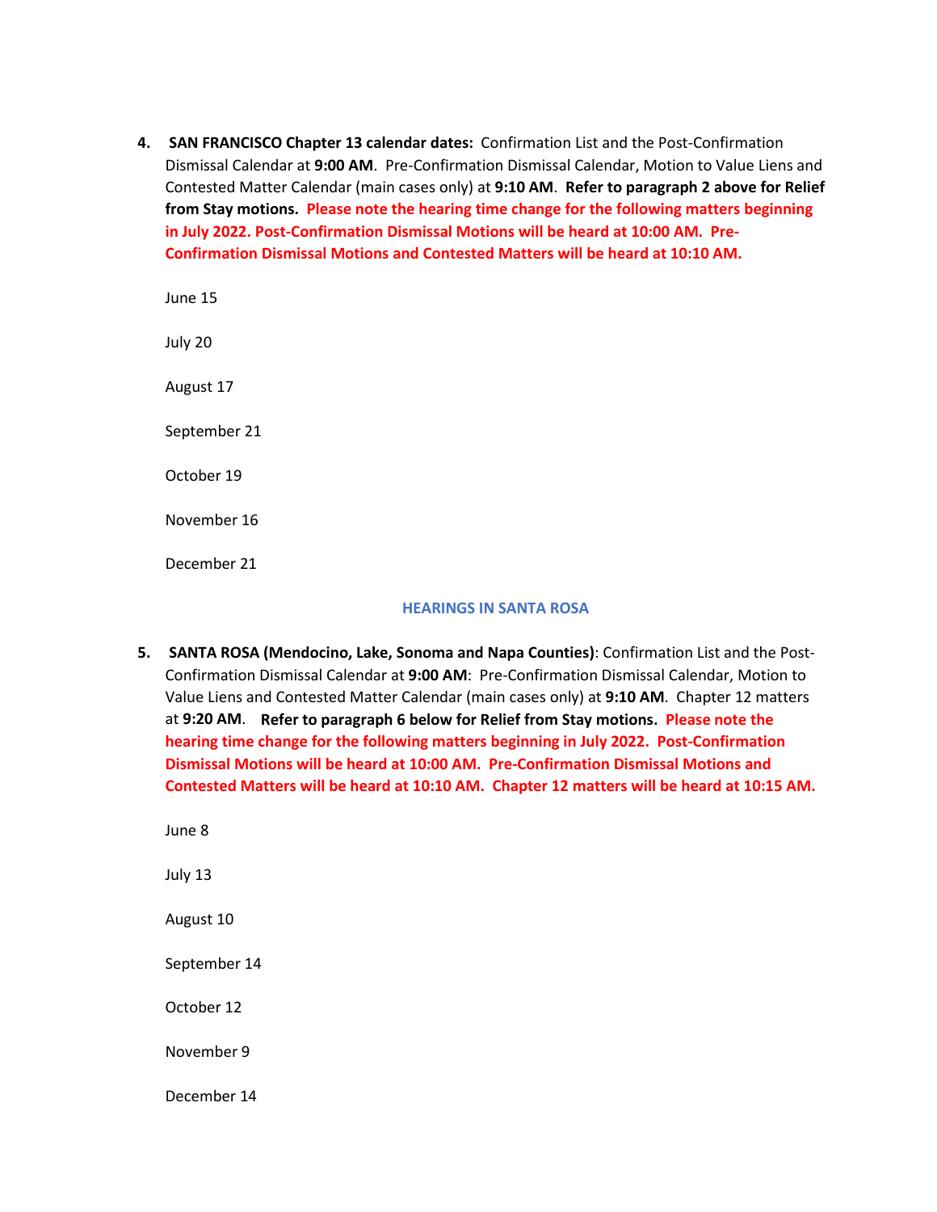4. **SAN FRANCISCO Chapter 13 calendar dates:** Confirmation List and the Post-Confirmation Dismissal Calendar at **9:00 AM**. Pre-Confirmation Dismissal Calendar, Motion to Value Liens and Contested Matter Calendar (main cases only) at **9:10 AM**. **Refer to paragraph 2 above for Relief from Stay motions. Please note the hearing time change for the following matters beginning in July 2022. Post-Confirmation Dismissal Motions will be heard at 10:00 AM. Pre-Confirmation Dismissal Motions and Contested Matters will be heard at 10:10 AM.**

   June 15

   July 20

   August 17

   September 21

   October 19

   November 16

   December 21

## HEARINGS IN SANTA ROSA

5. **SANTA ROSA (Mendocino, Lake, Sonoma and Napa Counties)**: Confirmation List and the Post-Confirmation Dismissal Calendar at **9:00 AM**: Pre-Confirmation Dismissal Calendar, Motion to Value Liens and Contested Matter Calendar (main cases only) at **9:10 AM**. Chapter 12 matters at **9:20 AM**. **Refer to paragraph 6 below for Relief from Stay motions. Please note the hearing time change for the following matters beginning in July 2022. Post-Confirmation Dismissal Motions will be heard at 10:00 AM. Pre-Confirmation Dismissal Motions and Contested Matters will be heard at 10:10 AM. Chapter 12 matters will be heard at 10:15 AM.**

   June 8

   July 13

   August 10

   September 14

   October 12

   November 9

   December 14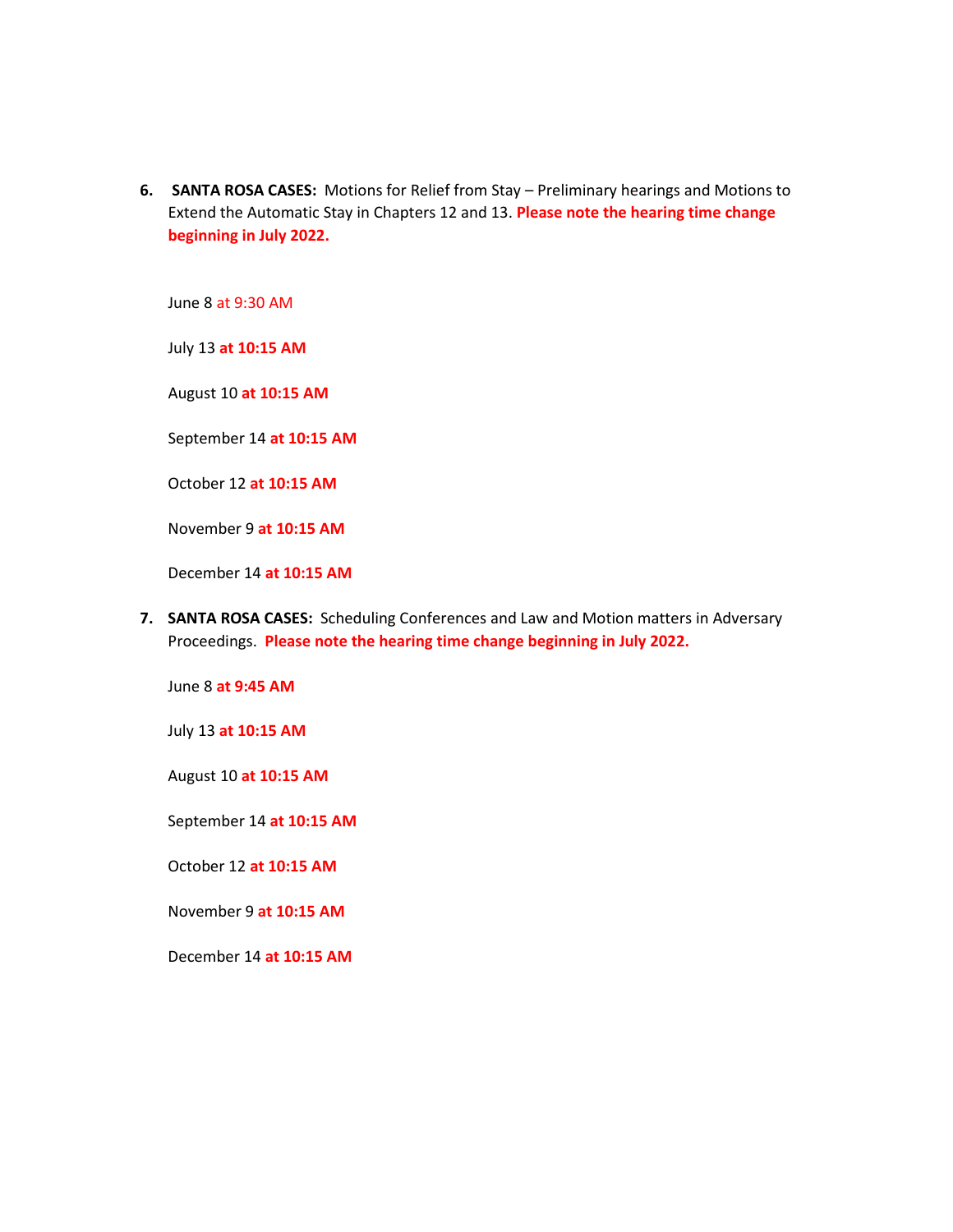6. **SANTA ROSA CASES:** Motions for Relief from Stay – Preliminary hearings and Motions to Extend the Automatic Stay in Chapters 12 and 13. **Please note the hearing time change beginning in July 2022.**

   June 8 at 9:30 AM

   July 13 **at 10:15 AM**

   August 10 **at 10:15 AM**

   September 14 **at 10:15 AM**

   October 12 **at 10:15 AM**

   November 9 **at 10:15 AM**

   December 14 **at 10:15 AM**

7. **SANTA ROSA CASES:** Scheduling Conferences and Law and Motion matters in Adversary Proceedings. **Please note the hearing time change beginning in July 2022.**

   June 8 **at 9:45 AM**

   July 13 **at 10:15 AM**

   August 10 **at 10:15 AM**

   September 14 **at 10:15 AM**

   October 12 **at 10:15 AM**

   November 9 **at 10:15 AM**

   December 14 **at 10:15 AM**